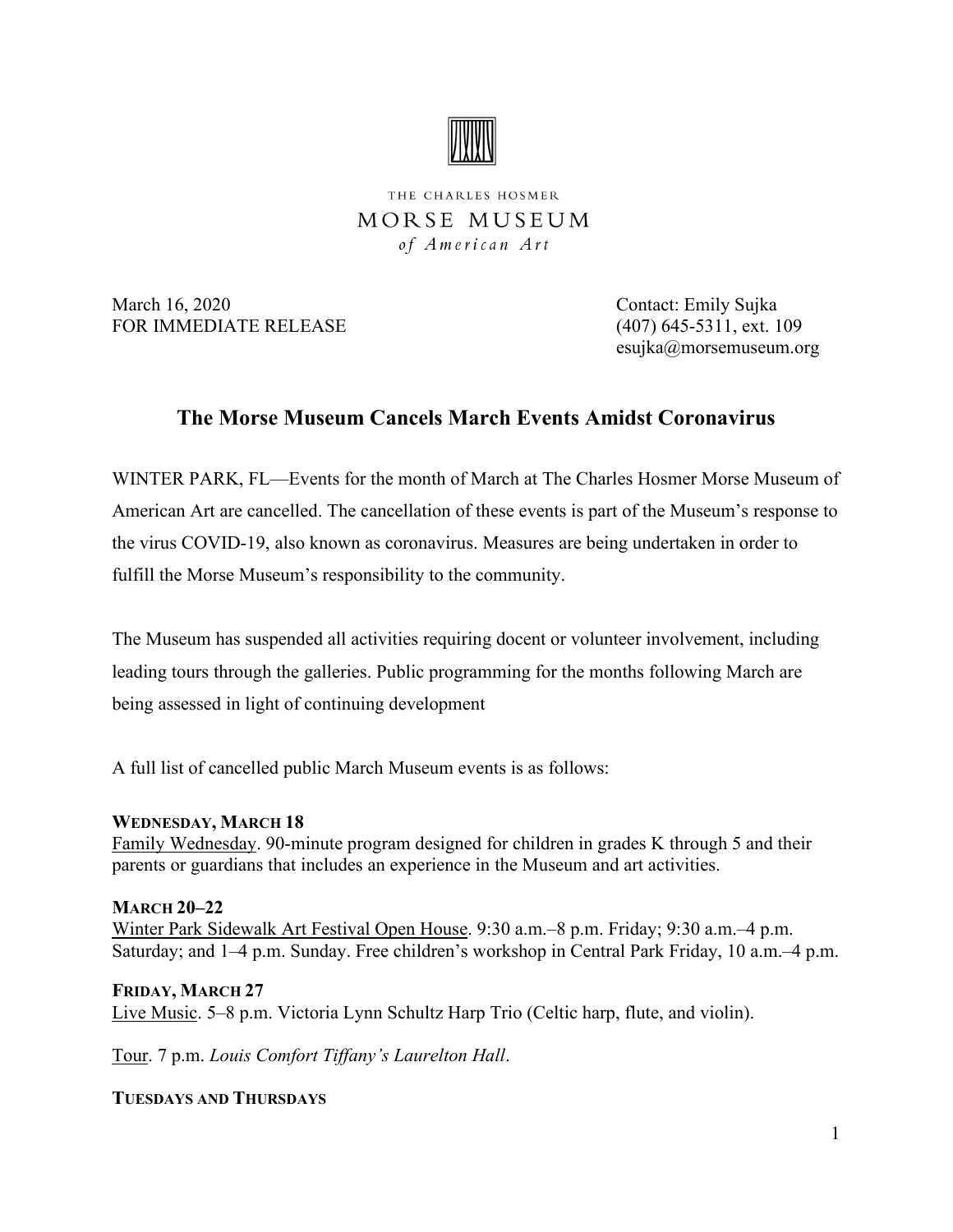THE CHARLES HOSMER

MORSE MUSEUM

*of American Art*

March 16, 2020
FOR IMMEDIATE RELEASE

Contact: Emily Sujka
(407) 645-5311, ext. 109
esujka@morsemuseum.org

## The Morse Museum Cancels March Events Amidst Coronavirus

WINTER PARK, FL—Events for the month of March at The Charles Hosmer Morse Museum of American Art are cancelled. The cancellation of these events is part of the Museum's response to the virus COVID-19, also known as coronavirus. Measures are being undertaken in order to fulfill the Morse Museum's responsibility to the community.

The Museum has suspended all activities requiring docent or volunteer involvement, including leading tours through the galleries. Public programming for the months following March are being assessed in light of continuing development

A full list of cancelled public March Museum events is as follows:

**WEDNESDAY, MARCH 18**
Family Wednesday. 90-minute program designed for children in grades K through 5 and their parents or guardians that includes an experience in the Museum and art activities.

**MARCH 20–22**
Winter Park Sidewalk Art Festival Open House. 9:30 a.m.–8 p.m. Friday; 9:30 a.m.–4 p.m. Saturday; and 1–4 p.m. Sunday. Free children's workshop in Central Park Friday, 10 a.m.–4 p.m.

**FRIDAY, MARCH 27**
Live Music. 5–8 p.m. Victoria Lynn Schultz Harp Trio (Celtic harp, flute, and violin).

Tour. 7 p.m. *Louis Comfort Tiffany's Laurelton Hall*.

**TUESDAYS AND THURSDAYS**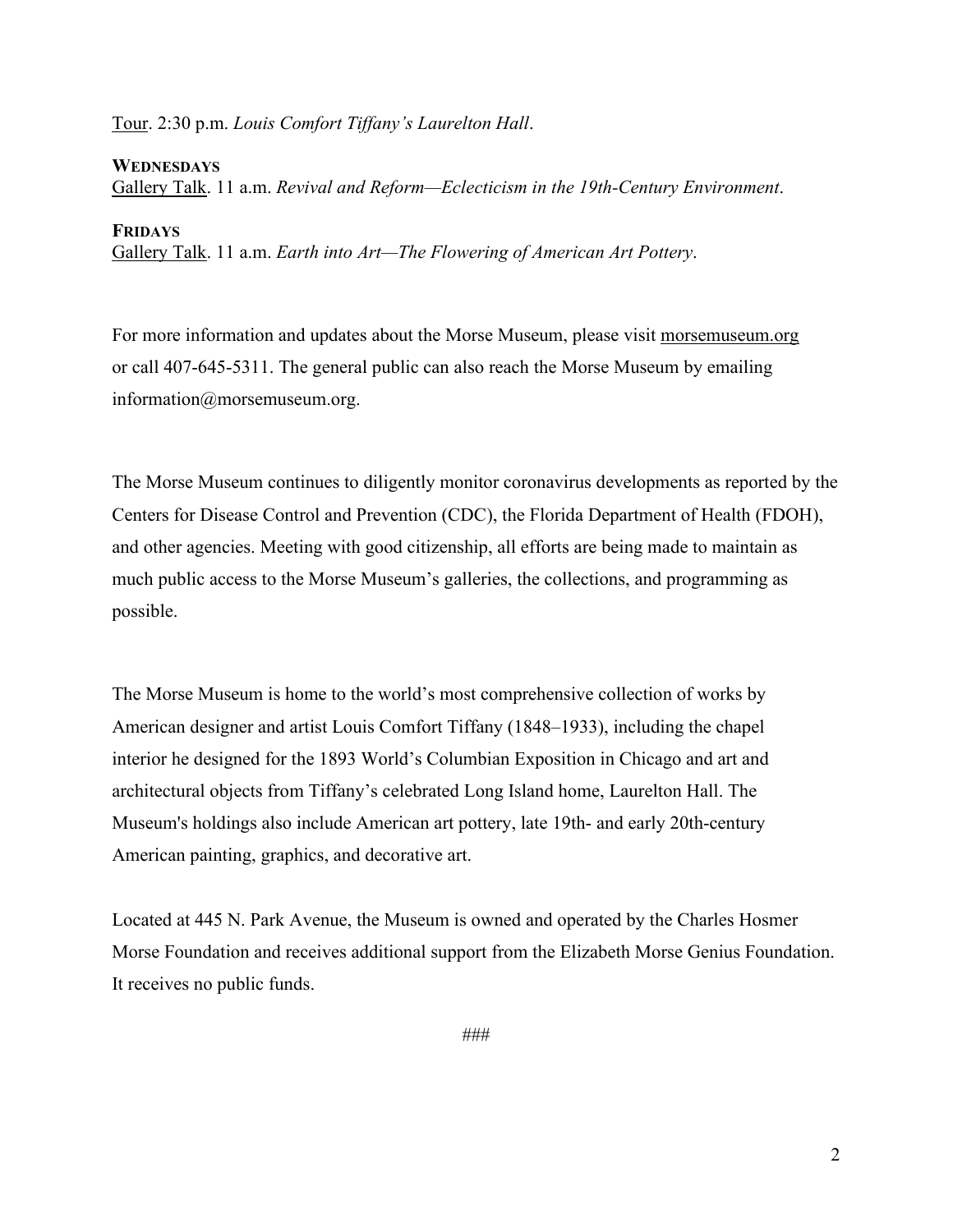Tour. 2:30 p.m. *Louis Comfort Tiffany's Laurelton Hall*.

**WEDNESDAYS**
Gallery Talk. 11 a.m. *Revival and Reform—Eclecticism in the 19th-Century Environment*.

**FRIDAYS**
Gallery Talk. 11 a.m. *Earth into Art—The Flowering of American Art Pottery*.

For more information and updates about the Morse Museum, please visit morsemuseum.org or call 407-645-5311. The general public can also reach the Morse Museum by emailing information@morsemuseum.org.

The Morse Museum continues to diligently monitor coronavirus developments as reported by the Centers for Disease Control and Prevention (CDC), the Florida Department of Health (FDOH), and other agencies. Meeting with good citizenship, all efforts are being made to maintain as much public access to the Morse Museum's galleries, the collections, and programming as possible.

The Morse Museum is home to the world's most comprehensive collection of works by American designer and artist Louis Comfort Tiffany (1848–1933), including the chapel interior he designed for the 1893 World's Columbian Exposition in Chicago and art and architectural objects from Tiffany's celebrated Long Island home, Laurelton Hall. The Museum's holdings also include American art pottery, late 19th- and early 20th-century American painting, graphics, and decorative art.

Located at 445 N. Park Avenue, the Museum is owned and operated by the Charles Hosmer Morse Foundation and receives additional support from the Elizabeth Morse Genius Foundation. It receives no public funds.

###